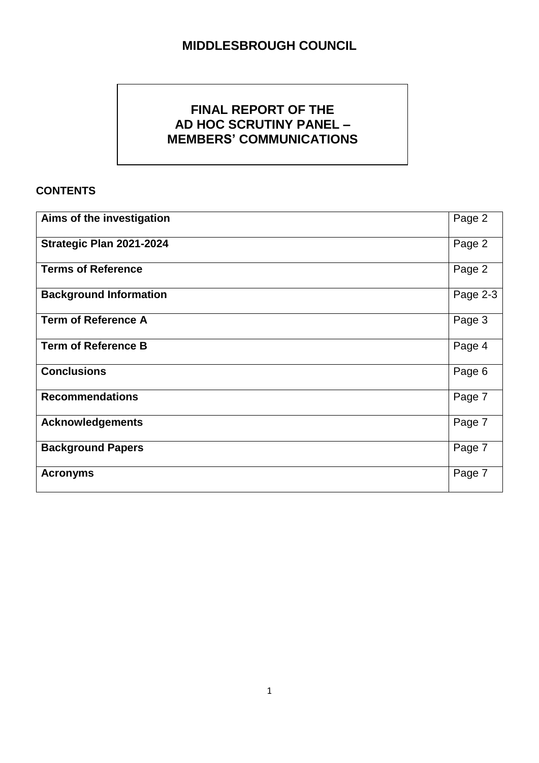# MIDDLESBROUGH COUNCIL

## FINAL REPORT OF THE AD HOC SCRUTINY PANEL – MEMBERS' COMMUNICATIONS

**CONTENTS**

| | |
|---|---|
| **Aims of the investigation** | Page 2 |
| **Strategic Plan 2021-2024** | Page 2 |
| **Terms of Reference** | Page 2 |
| **Background Information** | Page 2-3 |
| **Term of Reference A** | Page 3 |
| **Term of Reference B** | Page 4 |
| **Conclusions** | Page 6 |
| **Recommendations** | Page 7 |
| **Acknowledgements** | Page 7 |
| **Background Papers** | Page 7 |
| **Acronyms** | Page 7 |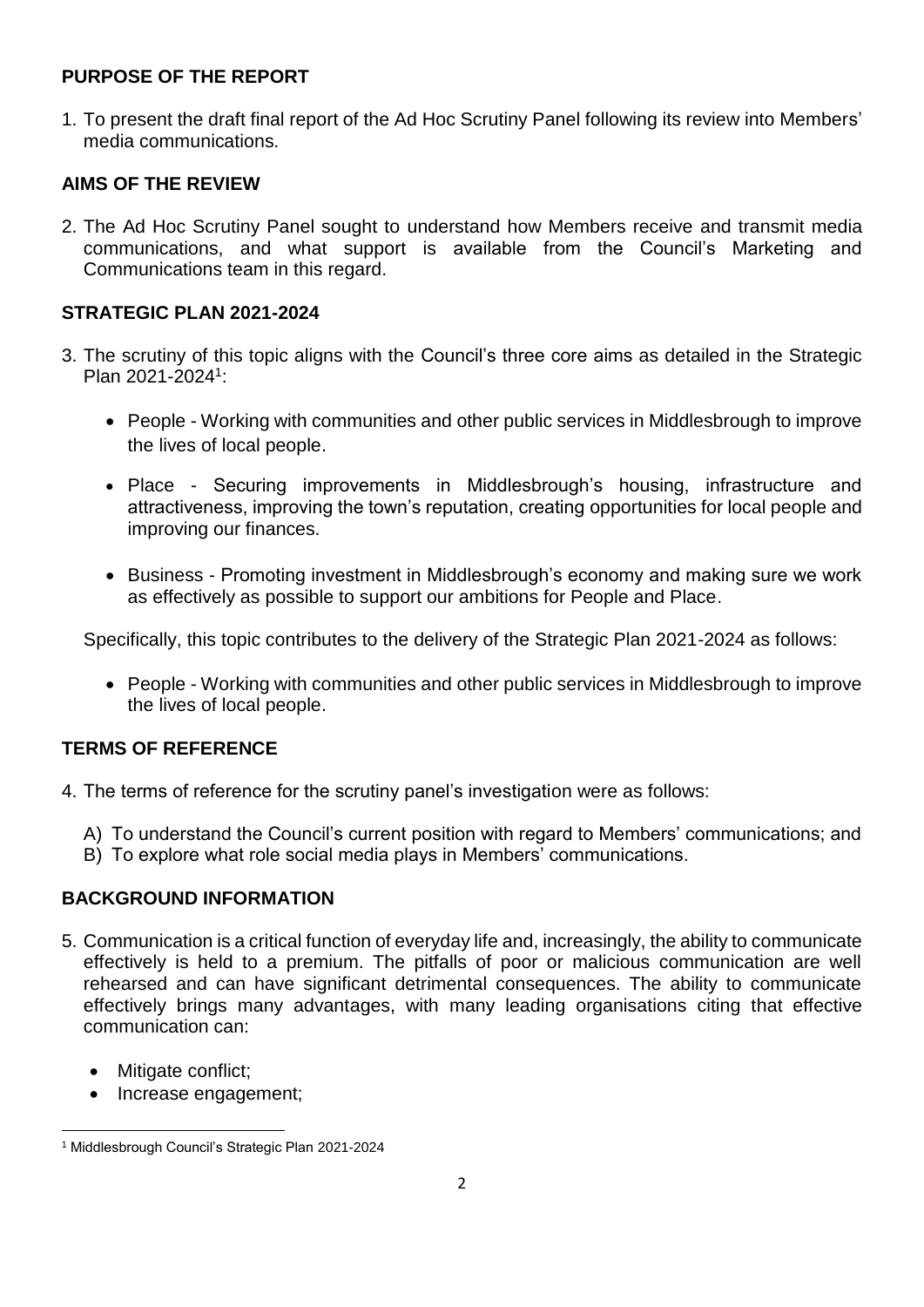## PURPOSE OF THE REPORT

1. To present the draft final report of the Ad Hoc Scrutiny Panel following its review into Members' media communications.

## AIMS OF THE REVIEW

2. The Ad Hoc Scrutiny Panel sought to understand how Members receive and transmit media communications, and what support is available from the Council's Marketing and Communications team in this regard.

## STRATEGIC PLAN 2021-2024

3. The scrutiny of this topic aligns with the Council's three core aims as detailed in the Strategic Plan 2021-2024[1]:

   - People - Working with communities and other public services in Middlesbrough to improve the lives of local people.
   - Place - Securing improvements in Middlesbrough's housing, infrastructure and attractiveness, improving the town's reputation, creating opportunities for local people and improving our finances.
   - Business - Promoting investment in Middlesbrough's economy and making sure we work as effectively as possible to support our ambitions for People and Place.

   Specifically, this topic contributes to the delivery of the Strategic Plan 2021-2024 as follows:

   - People - Working with communities and other public services in Middlesbrough to improve the lives of local people.

## TERMS OF REFERENCE

4. The terms of reference for the scrutiny panel's investigation were as follows:

   A) To understand the Council's current position with regard to Members' communications; and
   B) To explore what role social media plays in Members' communications.

## BACKGROUND INFORMATION

5. Communication is a critical function of everyday life and, increasingly, the ability to communicate effectively is held to a premium. The pitfalls of poor or malicious communication are well rehearsed and can have significant detrimental consequences. The ability to communicate effectively brings many advantages, with many leading organisations citing that effective communication can:

   - Mitigate conflict;
   - Increase engagement;

[1] Middlesbrough Council's Strategic Plan 2021-2024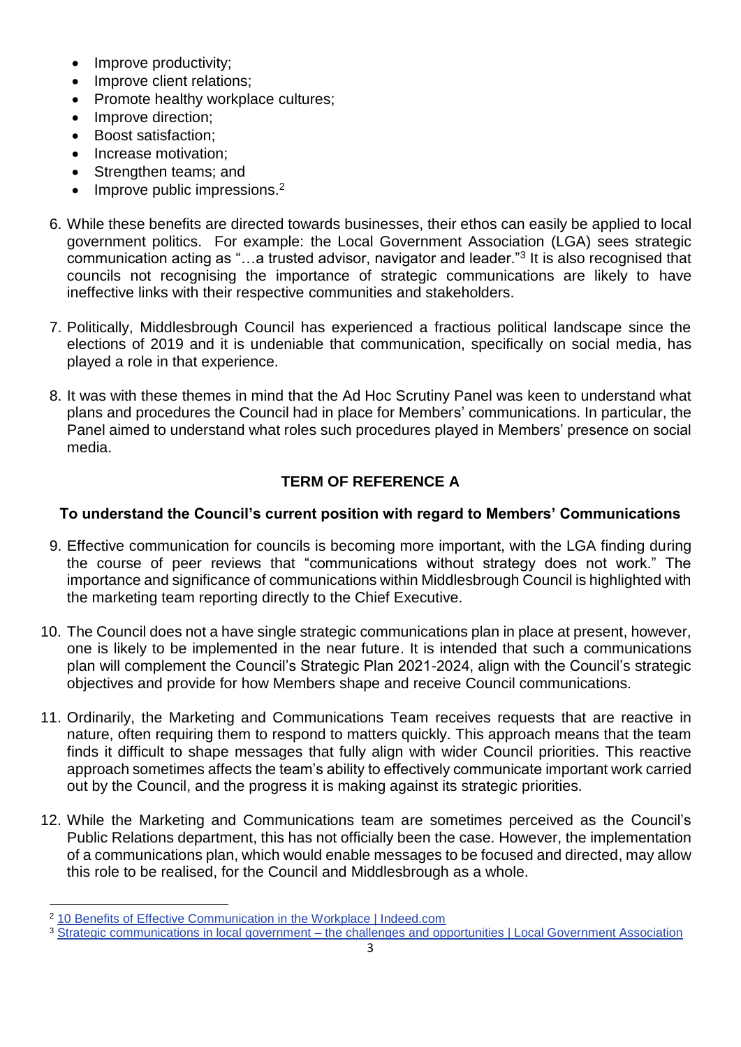- Improve productivity;
- Improve client relations;
- Promote healthy workplace cultures;
- Improve direction;
- Boost satisfaction;
- Increase motivation;
- Strengthen teams; and
- Improve public impressions.[2]

6. While these benefits are directed towards businesses, their ethos can easily be applied to local government politics. For example: the Local Government Association (LGA) sees strategic communication acting as "…a trusted advisor, navigator and leader."[3] It is also recognised that councils not recognising the importance of strategic communications are likely to have ineffective links with their respective communities and stakeholders.

7. Politically, Middlesbrough Council has experienced a fractious political landscape since the elections of 2019 and it is undeniable that communication, specifically on social media, has played a role in that experience.

8. It was with these themes in mind that the Ad Hoc Scrutiny Panel was keen to understand what plans and procedures the Council had in place for Members' communications. In particular, the Panel aimed to understand what roles such procedures played in Members' presence on social media.

## TERM OF REFERENCE A

### To understand the Council's current position with regard to Members' Communications

9. Effective communication for councils is becoming more important, with the LGA finding during the course of peer reviews that "communications without strategy does not work." The importance and significance of communications within Middlesbrough Council is highlighted with the marketing team reporting directly to the Chief Executive.

10. The Council does not a have single strategic communications plan in place at present, however, one is likely to be implemented in the near future. It is intended that such a communications plan will complement the Council's Strategic Plan 2021-2024, align with the Council's strategic objectives and provide for how Members shape and receive Council communications.

11. Ordinarily, the Marketing and Communications Team receives requests that are reactive in nature, often requiring them to respond to matters quickly. This approach means that the team finds it difficult to shape messages that fully align with wider Council priorities. This reactive approach sometimes affects the team's ability to effectively communicate important work carried out by the Council, and the progress it is making against its strategic priorities.

12. While the Marketing and Communications team are sometimes perceived as the Council's Public Relations department, this has not officially been the case. However, the implementation of a communications plan, which would enable messages to be focused and directed, may allow this role to be realised, for the Council and Middlesbrough as a whole.

---

[2] 10 Benefits of Effective Communication in the Workplace | Indeed.com

[3] Strategic communications in local government – the challenges and opportunities | Local Government Association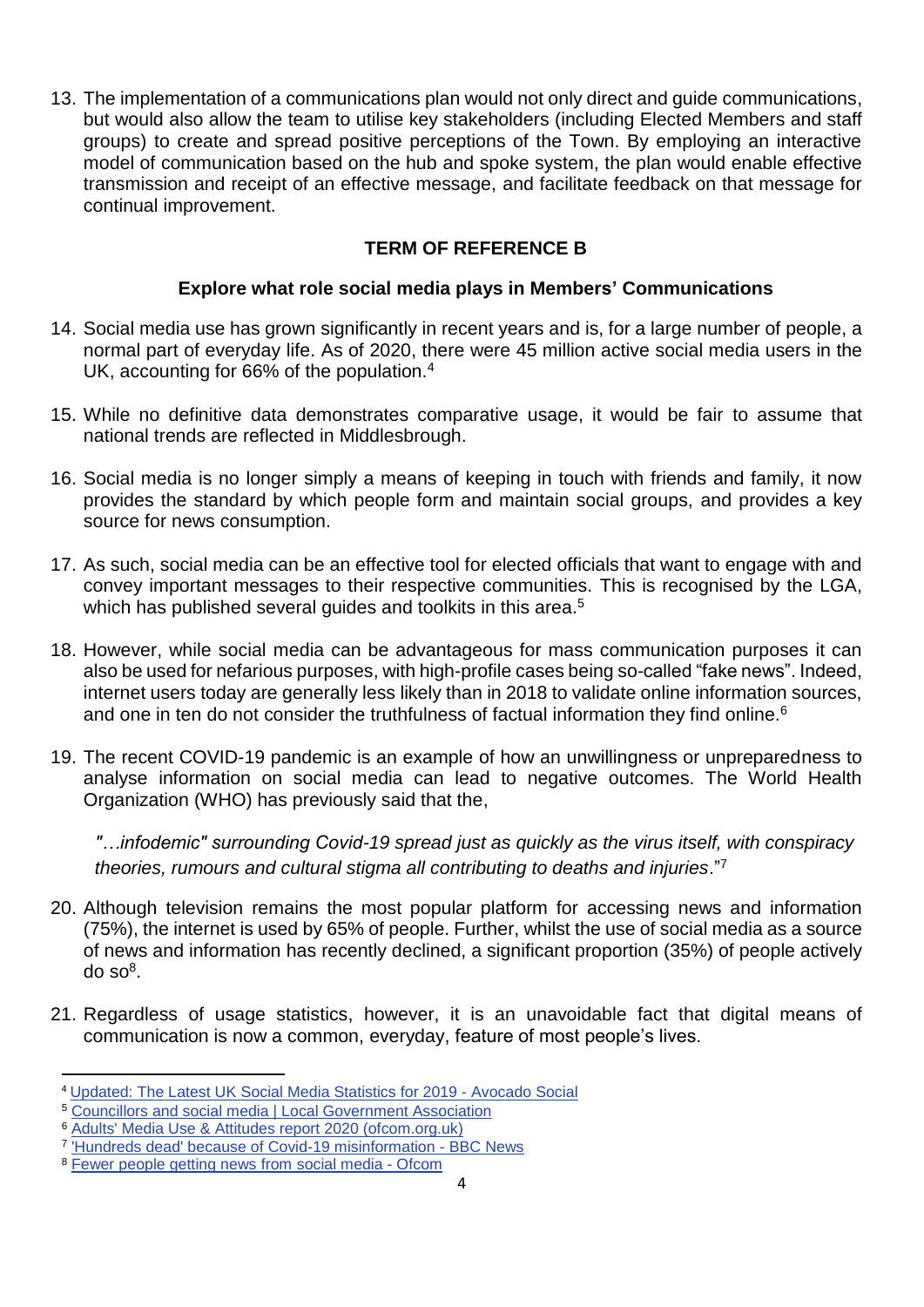13. The implementation of a communications plan would not only direct and guide communications, but would also allow the team to utilise key stakeholders (including Elected Members and staff groups) to create and spread positive perceptions of the Town. By employing an interactive model of communication based on the hub and spoke system, the plan would enable effective transmission and receipt of an effective message, and facilitate feedback on that message for continual improvement.

## TERM OF REFERENCE B

### Explore what role social media plays in Members' Communications

14. Social media use has grown significantly in recent years and is, for a large number of people, a normal part of everyday life. As of 2020, there were 45 million active social media users in the UK, accounting for 66% of the population.[4]

15. While no definitive data demonstrates comparative usage, it would be fair to assume that national trends are reflected in Middlesbrough.

16. Social media is no longer simply a means of keeping in touch with friends and family, it now provides the standard by which people form and maintain social groups, and provides a key source for news consumption.

17. As such, social media can be an effective tool for elected officials that want to engage with and convey important messages to their respective communities. This is recognised by the LGA, which has published several guides and toolkits in this area.[5]

18. However, while social media can be advantageous for mass communication purposes it can also be used for nefarious purposes, with high-profile cases being so-called "fake news". Indeed, internet users today are generally less likely than in 2018 to validate online information sources, and one in ten do not consider the truthfulness of factual information they find online.[6]

19. The recent COVID-19 pandemic is an example of how an unwillingness or unpreparedness to analyse information on social media can lead to negative outcomes. The World Health Organization (WHO) has previously said that the,

    *"…infodemic" surrounding Covid-19 spread just as quickly as the virus itself, with conspiracy theories, rumours and cultural stigma all contributing to deaths and injuries*."[7]

20. Although television remains the most popular platform for accessing news and information (75%), the internet is used by 65% of people. Further, whilst the use of social media as a source of news and information has recently declined, a significant proportion (35%) of people actively do so[8].

21. Regardless of usage statistics, however, it is an unavoidable fact that digital means of communication is now a common, everyday, feature of most people's lives.

---

[4] Updated: The Latest UK Social Media Statistics for 2019 - Avocado Social

[5] Councillors and social media | Local Government Association

[6] Adults' Media Use & Attitudes report 2020 (ofcom.org.uk)

[7] 'Hundreds dead' because of Covid-19 misinformation - BBC News

[8] Fewer people getting news from social media - Ofcom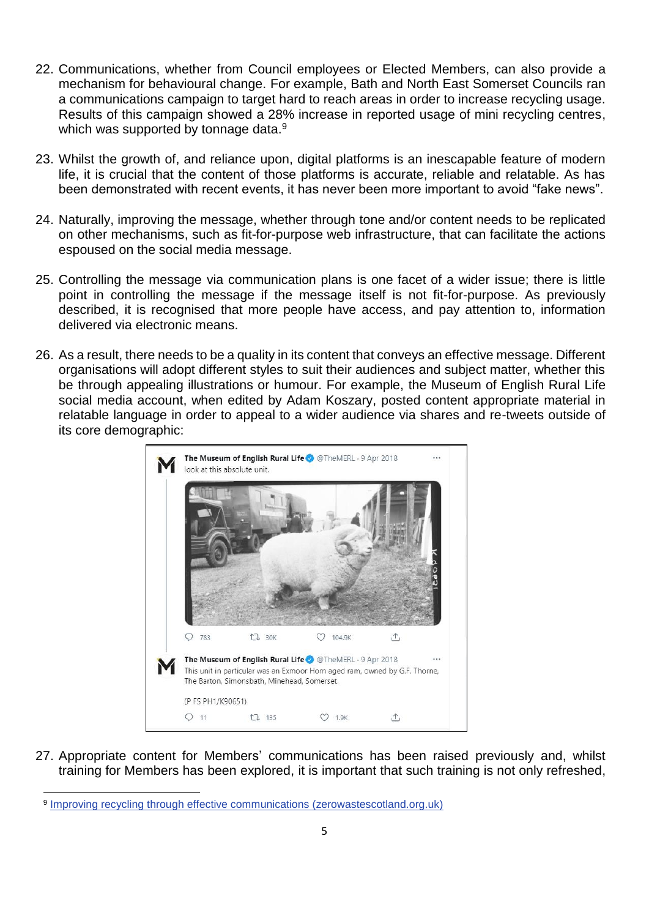22. Communications, whether from Council employees or Elected Members, can also provide a mechanism for behavioural change. For example, Bath and North East Somerset Councils ran a communications campaign to target hard to reach areas in order to increase recycling usage. Results of this campaign showed a 28% increase in reported usage of mini recycling centres, which was supported by tonnage data.[9]

23. Whilst the growth of, and reliance upon, digital platforms is an inescapable feature of modern life, it is crucial that the content of those platforms is accurate, reliable and relatable. As has been demonstrated with recent events, it has never been more important to avoid "fake news".

24. Naturally, improving the message, whether through tone and/or content needs to be replicated on other mechanisms, such as fit-for-purpose web infrastructure, that can facilitate the actions espoused on the social media message.

25. Controlling the message via communication plans is one facet of a wider issue; there is little point in controlling the message if the message itself is not fit-for-purpose. As previously described, it is recognised that more people have access, and pay attention to, information delivered via electronic means.

26. As a result, there needs to be a quality in its content that conveys an effective message. Different organisations will adopt different styles to suit their audiences and subject matter, whether this be through appealing illustrations or humour. For example, the Museum of English Rural Life social media account, when edited by Adam Koszary, posted content appropriate material in relatable language in order to appeal to a wider audience via shares and re-tweets outside of its core demographic:

> **The Museum of English Rural Life** @TheMERL · 9 Apr 2018
> look at this absolute unit.
>
> 783 · 30K · 104.9K
>
> **The Museum of English Rural Life** @TheMERL · 9 Apr 2018
> This unit in particular was an Exmoor Horn aged ram, owned by G.F. Thorne, The Barton, Simonsbath, Minehead, Somerset.
>
> (P FS PH1/K90651)
>
> 11 · 135 · 1.9K

27. Appropriate content for Members' communications has been raised previously and, whilst training for Members has been explored, it is important that such training is not only refreshed,

[9] Improving recycling through effective communications (zerowastescotland.org.uk)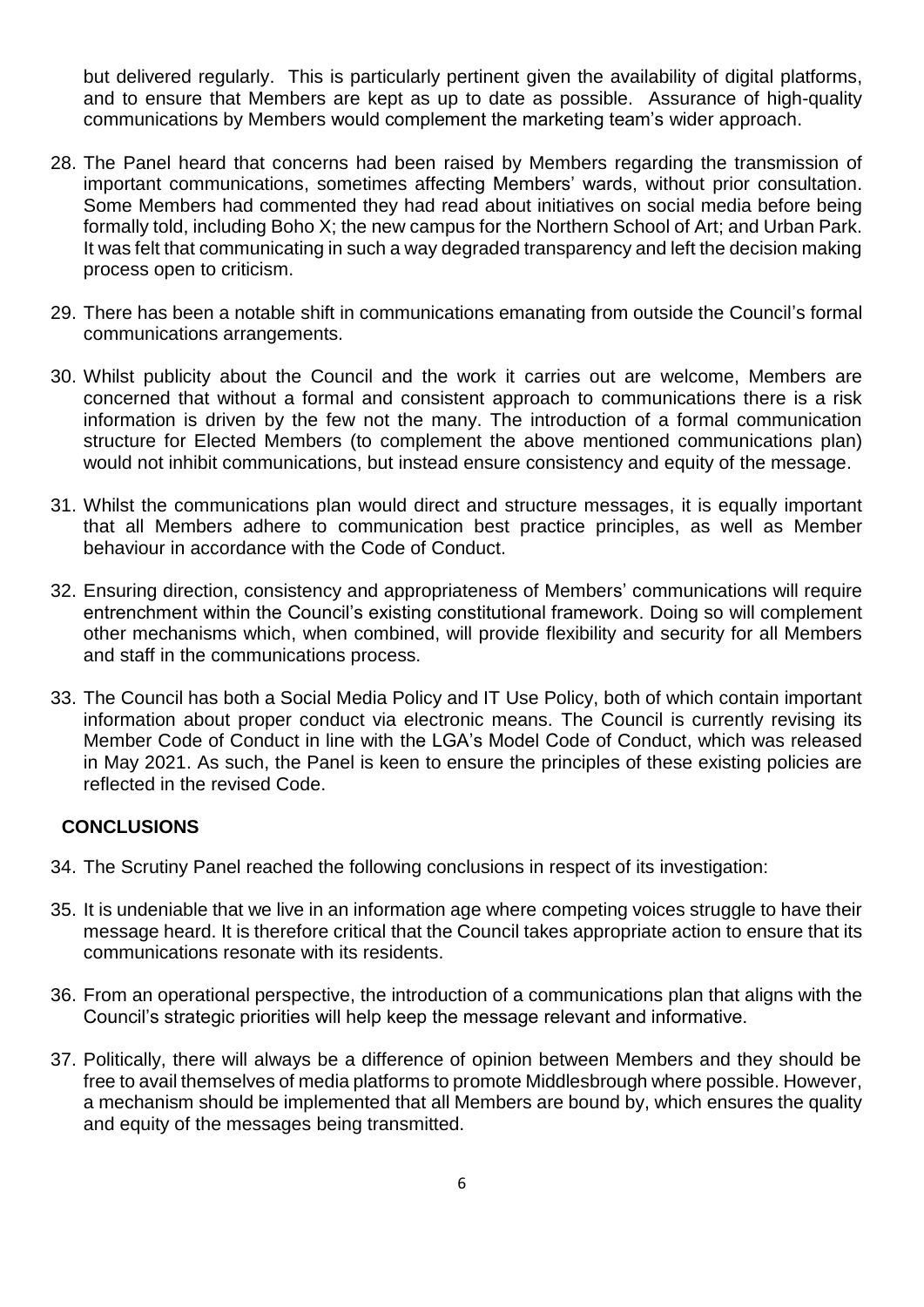but delivered regularly. This is particularly pertinent given the availability of digital platforms, and to ensure that Members are kept as up to date as possible. Assurance of high-quality communications by Members would complement the marketing team's wider approach.

28. The Panel heard that concerns had been raised by Members regarding the transmission of important communications, sometimes affecting Members' wards, without prior consultation. Some Members had commented they had read about initiatives on social media before being formally told, including Boho X; the new campus for the Northern School of Art; and Urban Park. It was felt that communicating in such a way degraded transparency and left the decision making process open to criticism.

29. There has been a notable shift in communications emanating from outside the Council's formal communications arrangements.

30. Whilst publicity about the Council and the work it carries out are welcome, Members are concerned that without a formal and consistent approach to communications there is a risk information is driven by the few not the many. The introduction of a formal communication structure for Elected Members (to complement the above mentioned communications plan) would not inhibit communications, but instead ensure consistency and equity of the message.

31. Whilst the communications plan would direct and structure messages, it is equally important that all Members adhere to communication best practice principles, as well as Member behaviour in accordance with the Code of Conduct.

32. Ensuring direction, consistency and appropriateness of Members' communications will require entrenchment within the Council's existing constitutional framework. Doing so will complement other mechanisms which, when combined, will provide flexibility and security for all Members and staff in the communications process.

33. The Council has both a Social Media Policy and IT Use Policy, both of which contain important information about proper conduct via electronic means. The Council is currently revising its Member Code of Conduct in line with the LGA's Model Code of Conduct, which was released in May 2021. As such, the Panel is keen to ensure the principles of these existing policies are reflected in the revised Code.

## CONCLUSIONS

34. The Scrutiny Panel reached the following conclusions in respect of its investigation:

35. It is undeniable that we live in an information age where competing voices struggle to have their message heard. It is therefore critical that the Council takes appropriate action to ensure that its communications resonate with its residents.

36. From an operational perspective, the introduction of a communications plan that aligns with the Council's strategic priorities will help keep the message relevant and informative.

37. Politically, there will always be a difference of opinion between Members and they should be free to avail themselves of media platforms to promote Middlesbrough where possible. However, a mechanism should be implemented that all Members are bound by, which ensures the quality and equity of the messages being transmitted.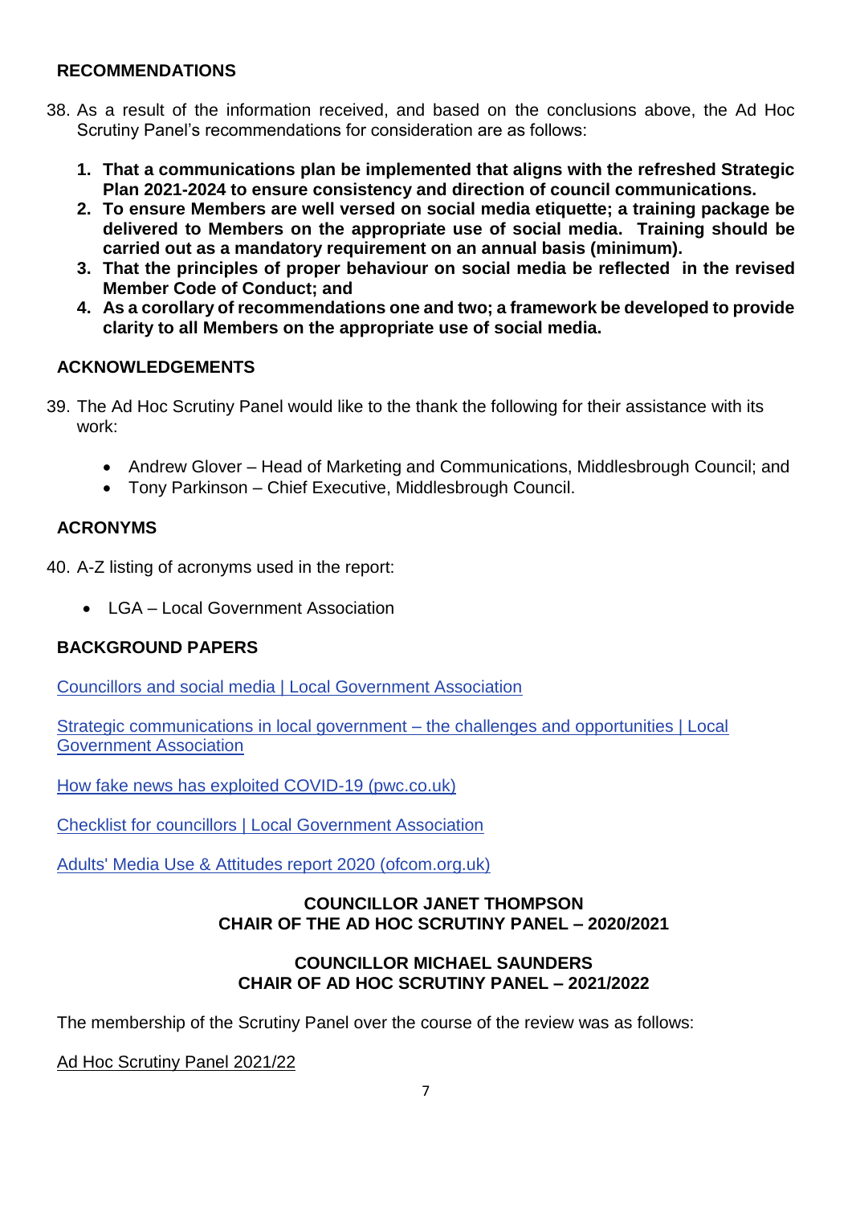## RECOMMENDATIONS

38. As a result of the information received, and based on the conclusions above, the Ad Hoc Scrutiny Panel's recommendations for consideration are as follows:

    1. **That a communications plan be implemented that aligns with the refreshed Strategic Plan 2021-2024 to ensure consistency and direction of council communications.**
    2. **To ensure Members are well versed on social media etiquette; a training package be delivered to Members on the appropriate use of social media. Training should be carried out as a mandatory requirement on an annual basis (minimum).**
    3. **That the principles of proper behaviour on social media be reflected in the revised Member Code of Conduct; and**
    4. **As a corollary of recommendations one and two; a framework be developed to provide clarity to all Members on the appropriate use of social media.**

## ACKNOWLEDGEMENTS

39. The Ad Hoc Scrutiny Panel would like to the thank the following for their assistance with its work:

    - Andrew Glover – Head of Marketing and Communications, Middlesbrough Council; and
    - Tony Parkinson – Chief Executive, Middlesbrough Council.

## ACRONYMS

40. A-Z listing of acronyms used in the report:

    - LGA – Local Government Association

## BACKGROUND PAPERS

Councillors and social media | Local Government Association

Strategic communications in local government – the challenges and opportunities | Local Government Association

How fake news has exploited COVID-19 (pwc.co.uk)

Checklist for councillors | Local Government Association

Adults' Media Use & Attitudes report 2020 (ofcom.org.uk)

**COUNCILLOR JANET THOMPSON**
**CHAIR OF THE AD HOC SCRUTINY PANEL – 2020/2021**

**COUNCILLOR MICHAEL SAUNDERS**
**CHAIR OF AD HOC SCRUTINY PANEL – 2021/2022**

The membership of the Scrutiny Panel over the course of the review was as follows:

Ad Hoc Scrutiny Panel 2021/22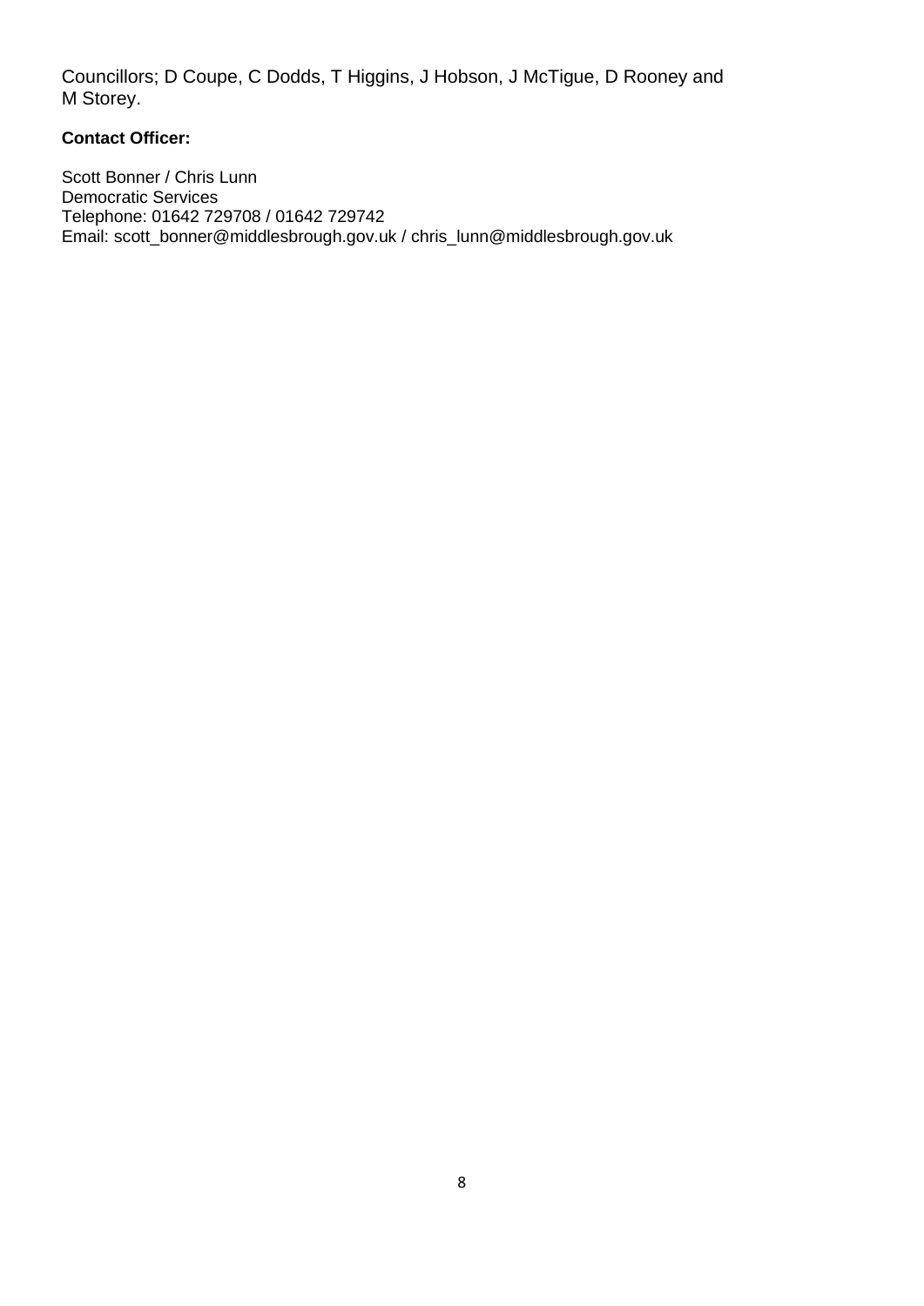Councillors; D Coupe, C Dodds, T Higgins, J Hobson, J McTigue, D Rooney and M Storey.

**Contact Officer:**

Scott Bonner / Chris Lunn
Democratic Services
Telephone: 01642 729708 / 01642 729742
Email: scott_bonner@middlesbrough.gov.uk / chris_lunn@middlesbrough.gov.uk